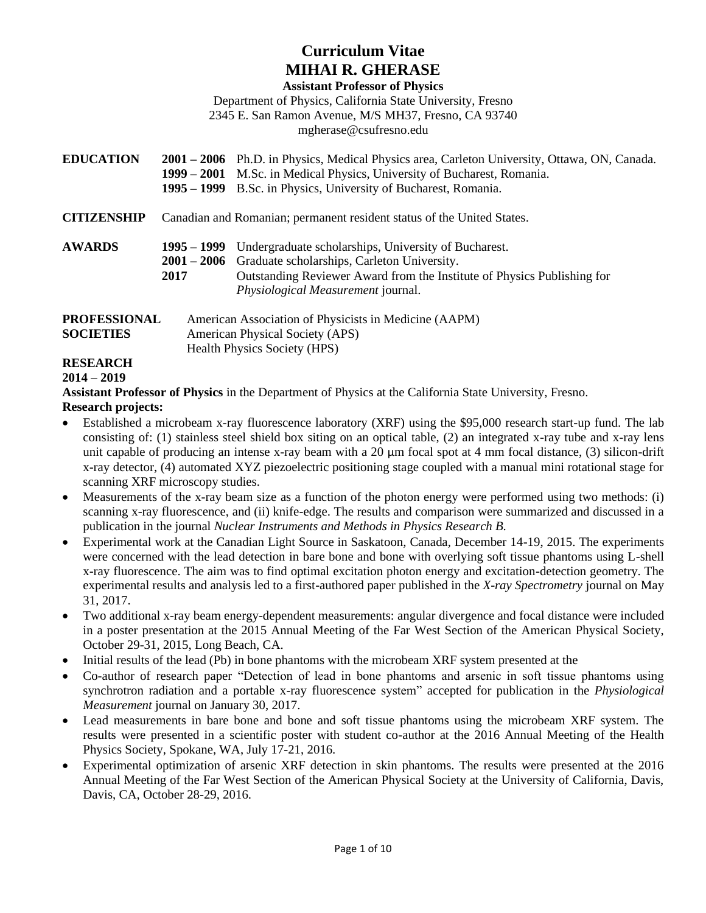# Curriculum Vitae
# MIHAI R. GHERASE

**Assistant Professor of Physics**

Department of Physics, California State University, Fresno
2345 E. San Ramon Avenue, M/S MH37, Fresno, CA 93740
mgherase@csufresno.edu

**EDUCATION**

**2001 – 2006** Ph.D. in Physics, Medical Physics area, Carleton University, Ottawa, ON, Canada.
**1999 – 2001** M.Sc. in Medical Physics, University of Bucharest, Romania.
**1995 – 1999** B.Sc. in Physics, University of Bucharest, Romania.

**CITIZENSHIP** Canadian and Romanian; permanent resident status of the United States.

**AWARDS**

**1995 – 1999** Undergraduate scholarships, University of Bucharest.
**2001 – 2006** Graduate scholarships, Carleton University.
**2017** Outstanding Reviewer Award from the Institute of Physics Publishing for *Physiological Measurement* journal.

**PROFESSIONAL SOCIETIES**

American Association of Physicists in Medicine (AAPM)
American Physical Society (APS)
Health Physics Society (HPS)

**RESEARCH**

**2014 – 2019**

**Assistant Professor of Physics** in the Department of Physics at the California State University, Fresno.

**Research projects:**

- Established a microbeam x-ray fluorescence laboratory (XRF) using the $95,000 research start-up fund. The lab consisting of: (1) stainless steel shield box siting on an optical table, (2) an integrated x-ray tube and x-ray lens unit capable of producing an intense x-ray beam with a 20 μm focal spot at 4 mm focal distance, (3) silicon-drift x-ray detector, (4) automated XYZ piezoelectric positioning stage coupled with a manual mini rotational stage for scanning XRF microscopy studies.
- Measurements of the x-ray beam size as a function of the photon energy were performed using two methods: (i) scanning x-ray fluorescence, and (ii) knife-edge. The results and comparison were summarized and discussed in a publication in the journal *Nuclear Instruments and Methods in Physics Research B.*
- Experimental work at the Canadian Light Source in Saskatoon, Canada, December 14-19, 2015. The experiments were concerned with the lead detection in bare bone and bone with overlying soft tissue phantoms using L-shell x-ray fluorescence. The aim was to find optimal excitation photon energy and excitation-detection geometry. The experimental results and analysis led to a first-authored paper published in the *X-ray Spectrometry* journal on May 31, 2017.
- Two additional x-ray beam energy-dependent measurements: angular divergence and focal distance were included in a poster presentation at the 2015 Annual Meeting of the Far West Section of the American Physical Society, October 29-31, 2015, Long Beach, CA.
- Initial results of the lead (Pb) in bone phantoms with the microbeam XRF system presented at the
- Co-author of research paper "Detection of lead in bone phantoms and arsenic in soft tissue phantoms using synchrotron radiation and a portable x-ray fluorescence system" accepted for publication in the *Physiological Measurement* journal on January 30, 2017.
- Lead measurements in bare bone and bone and soft tissue phantoms using the microbeam XRF system. The results were presented in a scientific poster with student co-author at the 2016 Annual Meeting of the Health Physics Society, Spokane, WA, July 17-21, 2016.
- Experimental optimization of arsenic XRF detection in skin phantoms. The results were presented at the 2016 Annual Meeting of the Far West Section of the American Physical Society at the University of California, Davis, Davis, CA, October 28-29, 2016.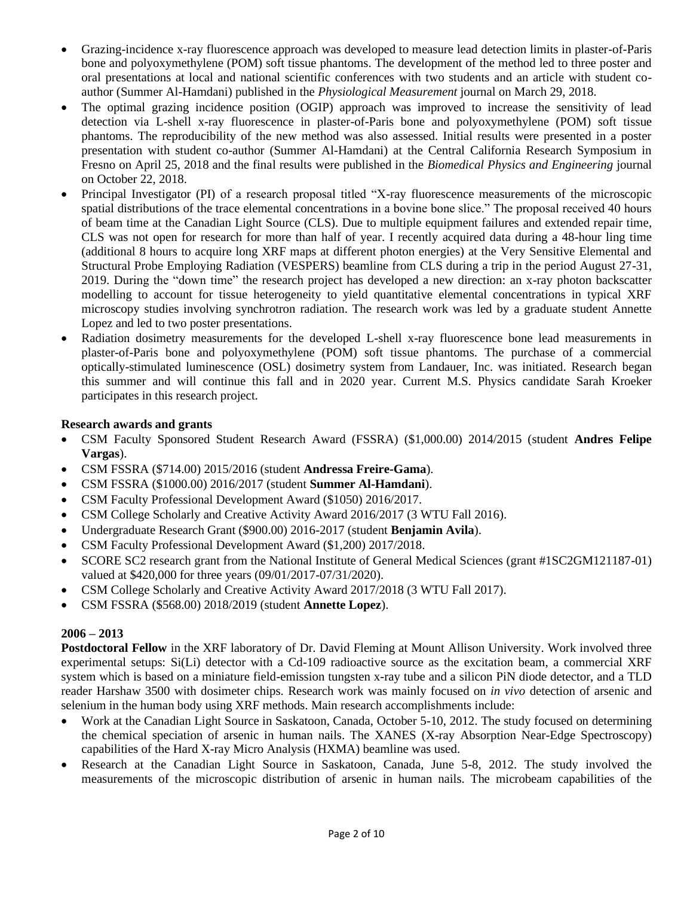- Grazing-incidence x-ray fluorescence approach was developed to measure lead detection limits in plaster-of-Paris bone and polyoxymethylene (POM) soft tissue phantoms. The development of the method led to three poster and oral presentations at local and national scientific conferences with two students and an article with student co-author (Summer Al-Hamdani) published in the *Physiological Measurement* journal on March 29, 2018.
- The optimal grazing incidence position (OGIP) approach was improved to increase the sensitivity of lead detection via L-shell x-ray fluorescence in plaster-of-Paris bone and polyoxymethylene (POM) soft tissue phantoms. The reproducibility of the new method was also assessed. Initial results were presented in a poster presentation with student co-author (Summer Al-Hamdani) at the Central California Research Symposium in Fresno on April 25, 2018 and the final results were published in the *Biomedical Physics and Engineering* journal on October 22, 2018.
- Principal Investigator (PI) of a research proposal titled "X-ray fluorescence measurements of the microscopic spatial distributions of the trace elemental concentrations in a bovine bone slice." The proposal received 40 hours of beam time at the Canadian Light Source (CLS). Due to multiple equipment failures and extended repair time, CLS was not open for research for more than half of year. I recently acquired data during a 48-hour ling time (additional 8 hours to acquire long XRF maps at different photon energies) at the Very Sensitive Elemental and Structural Probe Employing Radiation (VESPERS) beamline from CLS during a trip in the period August 27-31, 2019. During the "down time" the research project has developed a new direction: an x-ray photon backscatter modelling to account for tissue heterogeneity to yield quantitative elemental concentrations in typical XRF microscopy studies involving synchrotron radiation. The research work was led by a graduate student Annette Lopez and led to two poster presentations.
- Radiation dosimetry measurements for the developed L-shell x-ray fluorescence bone lead measurements in plaster-of-Paris bone and polyoxymethylene (POM) soft tissue phantoms. The purchase of a commercial optically-stimulated luminescence (OSL) dosimetry system from Landauer, Inc. was initiated. Research began this summer and will continue this fall and in 2020 year. Current M.S. Physics candidate Sarah Kroeker participates in this research project.

**Research awards and grants**

- CSM Faculty Sponsored Student Research Award (FSSRA) ($1,000.00) 2014/2015 (student **Andres Felipe Vargas**).
- CSM FSSRA ($714.00) 2015/2016 (student **Andressa Freire-Gama**).
- CSM FSSRA ($1000.00) 2016/2017 (student **Summer Al-Hamdani**).
- CSM Faculty Professional Development Award ($1050) 2016/2017.
- CSM College Scholarly and Creative Activity Award 2016/2017 (3 WTU Fall 2016).
- Undergraduate Research Grant ($900.00) 2016-2017 (student **Benjamin Avila**).
- CSM Faculty Professional Development Award ($1,200) 2017/2018.
- SCORE SC2 research grant from the National Institute of General Medical Sciences (grant #1SC2GM121187-01) valued at $420,000 for three years (09/01/2017-07/31/2020).
- CSM College Scholarly and Creative Activity Award 2017/2018 (3 WTU Fall 2017).
- CSM FSSRA ($568.00) 2018/2019 (student **Annette Lopez**).

**2006 – 2013**

**Postdoctoral Fellow** in the XRF laboratory of Dr. David Fleming at Mount Allison University. Work involved three experimental setups: Si(Li) detector with a Cd-109 radioactive source as the excitation beam, a commercial XRF system which is based on a miniature field-emission tungsten x-ray tube and a silicon PiN diode detector, and a TLD reader Harshaw 3500 with dosimeter chips. Research work was mainly focused on *in vivo* detection of arsenic and selenium in the human body using XRF methods. Main research accomplishments include:

- Work at the Canadian Light Source in Saskatoon, Canada, October 5-10, 2012. The study focused on determining the chemical speciation of arsenic in human nails. The XANES (X-ray Absorption Near-Edge Spectroscopy) capabilities of the Hard X-ray Micro Analysis (HXMA) beamline was used.
- Research at the Canadian Light Source in Saskatoon, Canada, June 5-8, 2012. The study involved the measurements of the microscopic distribution of arsenic in human nails. The microbeam capabilities of the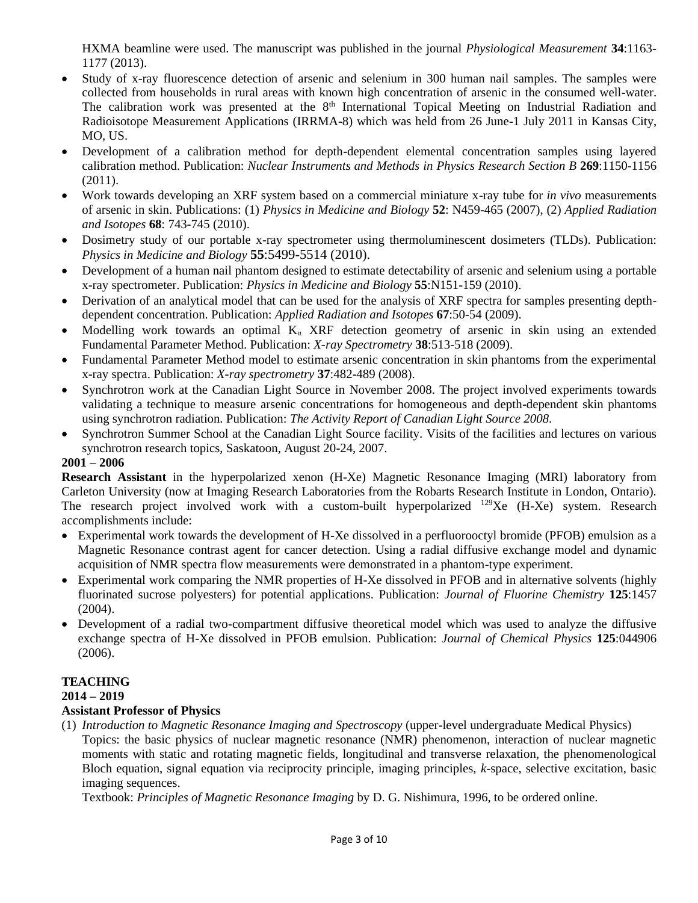HXMA beamline were used. The manuscript was published in the journal *Physiological Measurement* **34**:1163-1177 (2013).

- Study of x-ray fluorescence detection of arsenic and selenium in 300 human nail samples. The samples were collected from households in rural areas with known high concentration of arsenic in the consumed well-water. The calibration work was presented at the 8th International Topical Meeting on Industrial Radiation and Radioisotope Measurement Applications (IRRMA-8) which was held from 26 June-1 July 2011 in Kansas City, MO, US.
- Development of a calibration method for depth-dependent elemental concentration samples using layered calibration method. Publication: *Nuclear Instruments and Methods in Physics Research Section B* **269**:1150-1156 (2011).
- Work towards developing an XRF system based on a commercial miniature x-ray tube for *in vivo* measurements of arsenic in skin. Publications: (1) *Physics in Medicine and Biology* **52**: N459-465 (2007), (2) *Applied Radiation and Isotopes* **68**: 743-745 (2010).
- Dosimetry study of our portable x-ray spectrometer using thermoluminescent dosimeters (TLDs). Publication: *Physics in Medicine and Biology* **55**:5499-5514 (2010).
- Development of a human nail phantom designed to estimate detectability of arsenic and selenium using a portable x-ray spectrometer. Publication: *Physics in Medicine and Biology* **55**:N151-159 (2010).
- Derivation of an analytical model that can be used for the analysis of XRF spectra for samples presenting depth-dependent concentration. Publication: *Applied Radiation and Isotopes* **67**:50-54 (2009).
- Modelling work towards an optimal $K_\alpha$ XRF detection geometry of arsenic in skin using an extended Fundamental Parameter Method. Publication: *X-ray Spectrometry* **38**:513-518 (2009).
- Fundamental Parameter Method model to estimate arsenic concentration in skin phantoms from the experimental x-ray spectra. Publication: *X-ray spectrometry* **37**:482-489 (2008).
- Synchrotron work at the Canadian Light Source in November 2008. The project involved experiments towards validating a technique to measure arsenic concentrations for homogeneous and depth-dependent skin phantoms using synchrotron radiation. Publication: *The Activity Report of Canadian Light Source 2008*.
- Synchrotron Summer School at the Canadian Light Source facility. Visits of the facilities and lectures on various synchrotron research topics, Saskatoon, August 20-24, 2007.

**2001 – 2006**

**Research Assistant** in the hyperpolarized xenon (H-Xe) Magnetic Resonance Imaging (MRI) laboratory from Carleton University (now at Imaging Research Laboratories from the Robarts Research Institute in London, Ontario). The research project involved work with a custom-built hyperpolarized $^{129}$Xe (H-Xe) system. Research accomplishments include:

- Experimental work towards the development of H-Xe dissolved in a perfluorooctyl bromide (PFOB) emulsion as a Magnetic Resonance contrast agent for cancer detection. Using a radial diffusive exchange model and dynamic acquisition of NMR spectra flow measurements were demonstrated in a phantom-type experiment.
- Experimental work comparing the NMR properties of H-Xe dissolved in PFOB and in alternative solvents (highly fluorinated sucrose polyesters) for potential applications. Publication: *Journal of Fluorine Chemistry* **125**:1457 (2004).
- Development of a radial two-compartment diffusive theoretical model which was used to analyze the diffusive exchange spectra of H-Xe dissolved in PFOB emulsion. Publication: *Journal of Chemical Physics* **125**:044906 (2006).

## TEACHING

**2014 – 2019**

**Assistant Professor of Physics**

(1) *Introduction to Magnetic Resonance Imaging and Spectroscopy* (upper-level undergraduate Medical Physics)
Topics: the basic physics of nuclear magnetic resonance (NMR) phenomenon, interaction of nuclear magnetic moments with static and rotating magnetic fields, longitudinal and transverse relaxation, the phenomenological Bloch equation, signal equation via reciprocity principle, imaging principles, *k*-space, selective excitation, basic imaging sequences.
Textbook: *Principles of Magnetic Resonance Imaging* by D. G. Nishimura, 1996, to be ordered online.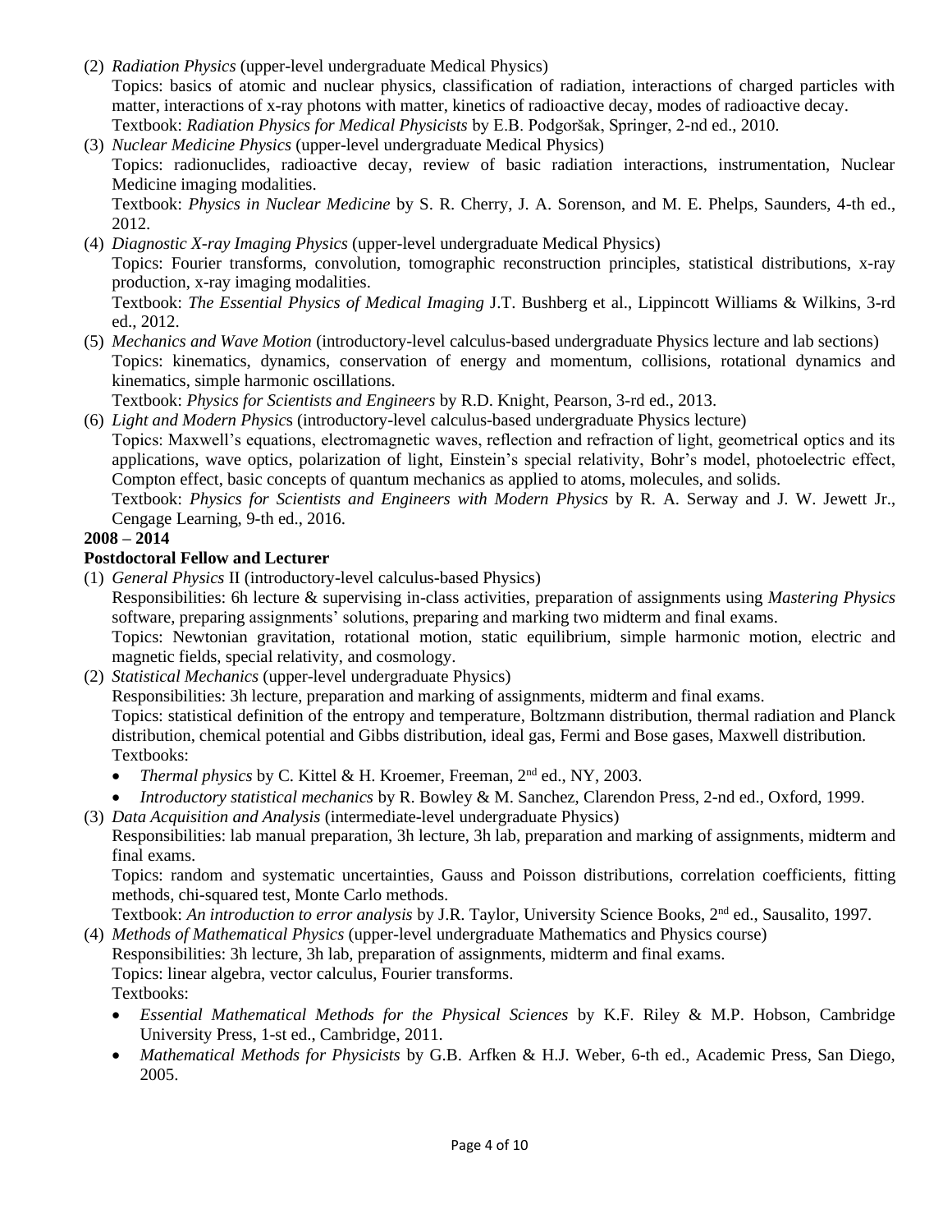(2) *Radiation Physics* (upper-level undergraduate Medical Physics)
Topics: basics of atomic and nuclear physics, classification of radiation, interactions of charged particles with matter, interactions of x-ray photons with matter, kinetics of radioactive decay, modes of radioactive decay.
Textbook: *Radiation Physics for Medical Physicists* by E.B. Podgoršak, Springer, 2-nd ed., 2010.

(3) *Nuclear Medicine Physics* (upper-level undergraduate Medical Physics)
Topics: radionuclides, radioactive decay, review of basic radiation interactions, instrumentation, Nuclear Medicine imaging modalities.
Textbook: *Physics in Nuclear Medicine* by S. R. Cherry, J. A. Sorenson, and M. E. Phelps, Saunders, 4-th ed., 2012.

(4) *Diagnostic X-ray Imaging Physics* (upper-level undergraduate Medical Physics)
Topics: Fourier transforms, convolution, tomographic reconstruction principles, statistical distributions, x-ray production, x-ray imaging modalities.
Textbook: *The Essential Physics of Medical Imaging* J.T. Bushberg et al., Lippincott Williams & Wilkins, 3-rd ed., 2012.

(5) *Mechanics and Wave Motion* (introductory-level calculus-based undergraduate Physics lecture and lab sections)
Topics: kinematics, dynamics, conservation of energy and momentum, collisions, rotational dynamics and kinematics, simple harmonic oscillations.
Textbook: *Physics for Scientists and Engineers* by R.D. Knight, Pearson, 3-rd ed., 2013.

(6) *Light and Modern Physics* (introductory-level calculus-based undergraduate Physics lecture)
Topics: Maxwell's equations, electromagnetic waves, reflection and refraction of light, geometrical optics and its applications, wave optics, polarization of light, Einstein's special relativity, Bohr's model, photoelectric effect, Compton effect, basic concepts of quantum mechanics as applied to atoms, molecules, and solids.
Textbook: *Physics for Scientists and Engineers with Modern Physics* by R. A. Serway and J. W. Jewett Jr., Cengage Learning, 9-th ed., 2016.

**2008 – 2014**

**Postdoctoral Fellow and Lecturer**

(1) *General Physics* II (introductory-level calculus-based Physics)
Responsibilities: 6h lecture & supervising in-class activities, preparation of assignments using *Mastering Physics* software, preparing assignments' solutions, preparing and marking two midterm and final exams.
Topics: Newtonian gravitation, rotational motion, static equilibrium, simple harmonic motion, electric and magnetic fields, special relativity, and cosmology.

(2) *Statistical Mechanics* (upper-level undergraduate Physics)
Responsibilities: 3h lecture, preparation and marking of assignments, midterm and final exams.
Topics: statistical definition of the entropy and temperature, Boltzmann distribution, thermal radiation and Planck distribution, chemical potential and Gibbs distribution, ideal gas, Fermi and Bose gases, Maxwell distribution.
Textbooks:
- *Thermal physics* by C. Kittel & H. Kroemer, Freeman, 2nd ed., NY, 2003.
- *Introductory statistical mechanics* by R. Bowley & M. Sanchez, Clarendon Press, 2-nd ed., Oxford, 1999.

(3) *Data Acquisition and Analysis* (intermediate-level undergraduate Physics)
Responsibilities: lab manual preparation, 3h lecture, 3h lab, preparation and marking of assignments, midterm and final exams.
Topics: random and systematic uncertainties, Gauss and Poisson distributions, correlation coefficients, fitting methods, chi-squared test, Monte Carlo methods.
Textbook: *An introduction to error analysis* by J.R. Taylor, University Science Books, 2nd ed., Sausalito, 1997.

(4) *Methods of Mathematical Physics* (upper-level undergraduate Mathematics and Physics course)
Responsibilities: 3h lecture, 3h lab, preparation of assignments, midterm and final exams.
Topics: linear algebra, vector calculus, Fourier transforms.
Textbooks:
- *Essential Mathematical Methods for the Physical Sciences* by K.F. Riley & M.P. Hobson, Cambridge University Press, 1-st ed., Cambridge, 2011.
- *Mathematical Methods for Physicists* by G.B. Arfken & H.J. Weber, 6-th ed., Academic Press, San Diego, 2005.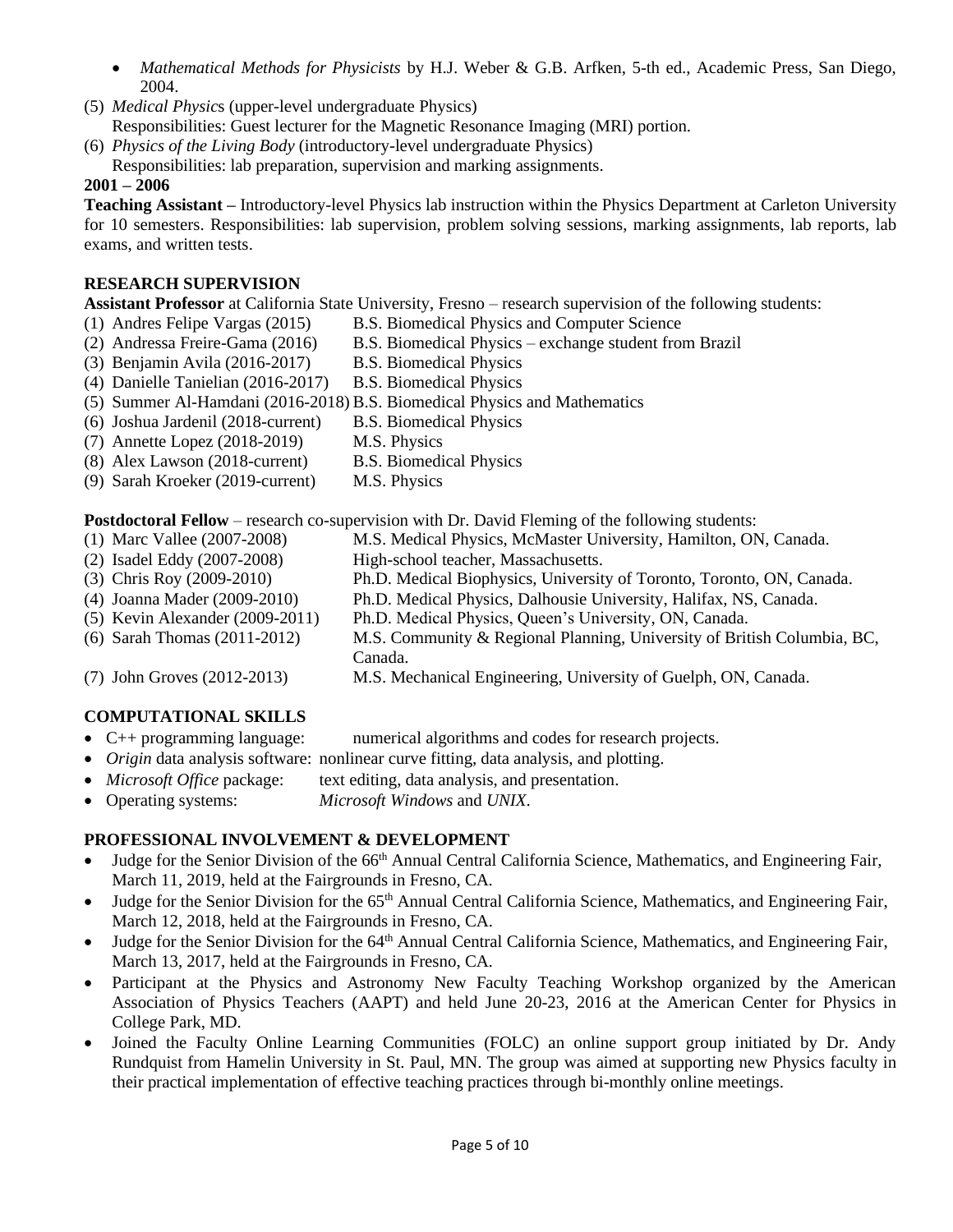- *Mathematical Methods for Physicists* by H.J. Weber & G.B. Arfken, 5-th ed., Academic Press, San Diego, 2004.

(5) *Medical Physic*s (upper-level undergraduate Physics)
Responsibilities: Guest lecturer for the Magnetic Resonance Imaging (MRI) portion.

(6) *Physics of the Living Body* (introductory-level undergraduate Physics)
Responsibilities: lab preparation, supervision and marking assignments.

**2001 – 2006**

**Teaching Assistant –** Introductory-level Physics lab instruction within the Physics Department at Carleton University for 10 semesters. Responsibilities: lab supervision, problem solving sessions, marking assignments, lab reports, lab exams, and written tests.

## RESEARCH SUPERVISION

**Assistant Professor** at California State University, Fresno – research supervision of the following students:

(1) Andres Felipe Vargas (2015) B.S. Biomedical Physics and Computer Science
(2) Andressa Freire-Gama (2016) B.S. Biomedical Physics – exchange student from Brazil
(3) Benjamin Avila (2016-2017) B.S. Biomedical Physics
(4) Danielle Tanielian (2016-2017) B.S. Biomedical Physics
(5) Summer Al-Hamdani (2016-2018) B.S. Biomedical Physics and Mathematics
(6) Joshua Jardenil (2018-current) B.S. Biomedical Physics
(7) Annette Lopez (2018-2019) M.S. Physics
(8) Alex Lawson (2018-current) B.S. Biomedical Physics
(9) Sarah Kroeker (2019-current) M.S. Physics

**Postdoctoral Fellow** – research co-supervision with Dr. David Fleming of the following students:

(1) Marc Vallee (2007-2008) M.S. Medical Physics, McMaster University, Hamilton, ON, Canada.
(2) Isadel Eddy (2007-2008) High-school teacher, Massachusetts.
(3) Chris Roy (2009-2010) Ph.D. Medical Biophysics, University of Toronto, Toronto, ON, Canada.
(4) Joanna Mader (2009-2010) Ph.D. Medical Physics, Dalhousie University, Halifax, NS, Canada.
(5) Kevin Alexander (2009-2011) Ph.D. Medical Physics, Queen's University, ON, Canada.
(6) Sarah Thomas (2011-2012) M.S. Community & Regional Planning, University of British Columbia, BC, Canada.
(7) John Groves (2012-2013) M.S. Mechanical Engineering, University of Guelph, ON, Canada.

## COMPUTATIONAL SKILLS

- C++ programming language: numerical algorithms and codes for research projects.
- *Origin* data analysis software: nonlinear curve fitting, data analysis, and plotting.
- *Microsoft Office* package: text editing, data analysis, and presentation.
- Operating systems: *Microsoft Windows* and *UNIX*.

## PROFESSIONAL INVOLVEMENT & DEVELOPMENT

- Judge for the Senior Division of the 66th Annual Central California Science, Mathematics, and Engineering Fair, March 11, 2019, held at the Fairgrounds in Fresno, CA.
- Judge for the Senior Division for the 65th Annual Central California Science, Mathematics, and Engineering Fair, March 12, 2018, held at the Fairgrounds in Fresno, CA.
- Judge for the Senior Division for the 64th Annual Central California Science, Mathematics, and Engineering Fair, March 13, 2017, held at the Fairgrounds in Fresno, CA.
- Participant at the Physics and Astronomy New Faculty Teaching Workshop organized by the American Association of Physics Teachers (AAPT) and held June 20-23, 2016 at the American Center for Physics in College Park, MD.
- Joined the Faculty Online Learning Communities (FOLC) an online support group initiated by Dr. Andy Rundquist from Hamelin University in St. Paul, MN. The group was aimed at supporting new Physics faculty in their practical implementation of effective teaching practices through bi-monthly online meetings.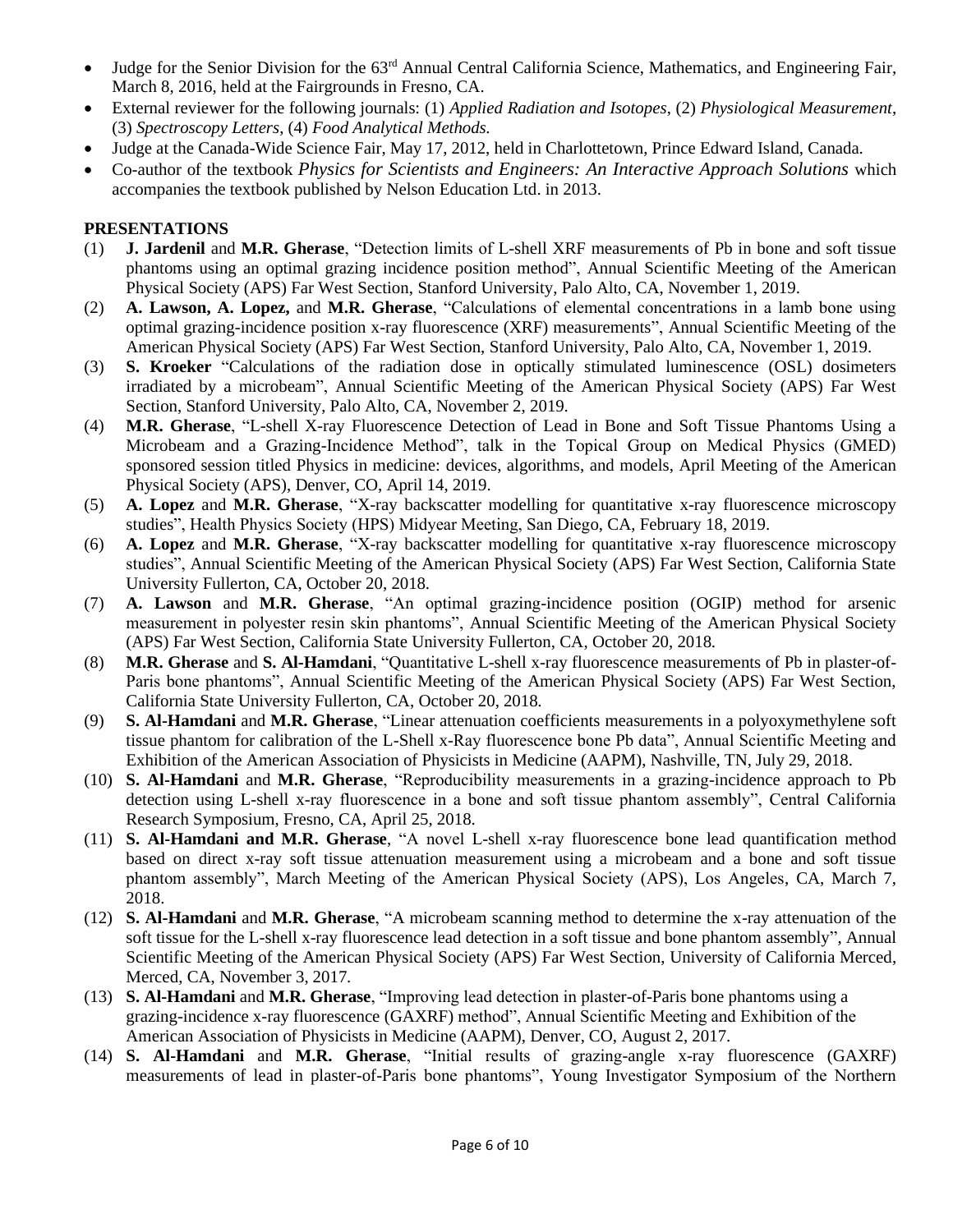- Judge for the Senior Division for the 63rd Annual Central California Science, Mathematics, and Engineering Fair, March 8, 2016, held at the Fairgrounds in Fresno, CA.
- External reviewer for the following journals: (1) *Applied Radiation and Isotopes*, (2) *Physiological Measurement*, (3) *Spectroscopy Letters*, (4) *Food Analytical Methods.*
- Judge at the Canada-Wide Science Fair, May 17, 2012, held in Charlottetown, Prince Edward Island, Canada.
- Co-author of the textbook *Physics for Scientists and Engineers: An Interactive Approach Solutions* which accompanies the textbook published by Nelson Education Ltd. in 2013.

**PRESENTATIONS**

(1) **J. Jardenil** and **M.R. Gherase**, "Detection limits of L-shell XRF measurements of Pb in bone and soft tissue phantoms using an optimal grazing incidence position method", Annual Scientific Meeting of the American Physical Society (APS) Far West Section, Stanford University, Palo Alto, CA, November 1, 2019.

(2) **A. Lawson, A. Lopez,** and **M.R. Gherase**, "Calculations of elemental concentrations in a lamb bone using optimal grazing-incidence position x-ray fluorescence (XRF) measurements", Annual Scientific Meeting of the American Physical Society (APS) Far West Section, Stanford University, Palo Alto, CA, November 1, 2019.

(3) **S. Kroeker** "Calculations of the radiation dose in optically stimulated luminescence (OSL) dosimeters irradiated by a microbeam", Annual Scientific Meeting of the American Physical Society (APS) Far West Section, Stanford University, Palo Alto, CA, November 2, 2019.

(4) **M.R. Gherase**, "L-shell X-ray Fluorescence Detection of Lead in Bone and Soft Tissue Phantoms Using a Microbeam and a Grazing-Incidence Method", talk in the Topical Group on Medical Physics (GMED) sponsored session titled Physics in medicine: devices, algorithms, and models, April Meeting of the American Physical Society (APS), Denver, CO, April 14, 2019.

(5) **A. Lopez** and **M.R. Gherase**, "X-ray backscatter modelling for quantitative x-ray fluorescence microscopy studies", Health Physics Society (HPS) Midyear Meeting, San Diego, CA, February 18, 2019.

(6) **A. Lopez** and **M.R. Gherase**, "X-ray backscatter modelling for quantitative x-ray fluorescence microscopy studies", Annual Scientific Meeting of the American Physical Society (APS) Far West Section, California State University Fullerton, CA, October 20, 2018.

(7) **A. Lawson** and **M.R. Gherase**, "An optimal grazing-incidence position (OGIP) method for arsenic measurement in polyester resin skin phantoms", Annual Scientific Meeting of the American Physical Society (APS) Far West Section, California State University Fullerton, CA, October 20, 2018.

(8) **M.R. Gherase** and **S. Al-Hamdani**, "Quantitative L-shell x-ray fluorescence measurements of Pb in plaster-of-Paris bone phantoms", Annual Scientific Meeting of the American Physical Society (APS) Far West Section, California State University Fullerton, CA, October 20, 2018.

(9) **S. Al-Hamdani** and **M.R. Gherase**, "Linear attenuation coefficients measurements in a polyoxymethylene soft tissue phantom for calibration of the L-Shell x-Ray fluorescence bone Pb data", Annual Scientific Meeting and Exhibition of the American Association of Physicists in Medicine (AAPM), Nashville, TN, July 29, 2018.

(10) **S. Al-Hamdani** and **M.R. Gherase**, "Reproducibility measurements in a grazing-incidence approach to Pb detection using L-shell x-ray fluorescence in a bone and soft tissue phantom assembly", Central California Research Symposium, Fresno, CA, April 25, 2018.

(11) **S. Al-Hamdani and M.R. Gherase**, "A novel L-shell x-ray fluorescence bone lead quantification method based on direct x-ray soft tissue attenuation measurement using a microbeam and a bone and soft tissue phantom assembly", March Meeting of the American Physical Society (APS), Los Angeles, CA, March 7, 2018.

(12) **S. Al-Hamdani** and **M.R. Gherase**, "A microbeam scanning method to determine the x-ray attenuation of the soft tissue for the L-shell x-ray fluorescence lead detection in a soft tissue and bone phantom assembly", Annual Scientific Meeting of the American Physical Society (APS) Far West Section, University of California Merced, Merced, CA, November 3, 2017.

(13) **S. Al-Hamdani** and **M.R. Gherase**, "Improving lead detection in plaster-of-Paris bone phantoms using a grazing-incidence x-ray fluorescence (GAXRF) method", Annual Scientific Meeting and Exhibition of the American Association of Physicists in Medicine (AAPM), Denver, CO, August 2, 2017.

(14) **S. Al-Hamdani** and **M.R. Gherase**, "Initial results of grazing-angle x-ray fluorescence (GAXRF) measurements of lead in plaster-of-Paris bone phantoms", Young Investigator Symposium of the Northern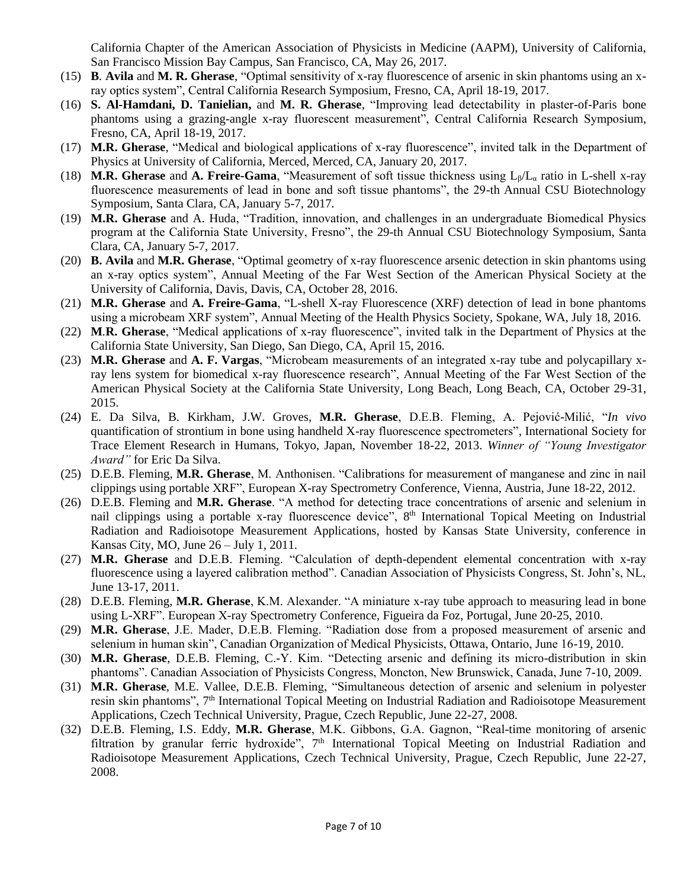California Chapter of the American Association of Physicists in Medicine (AAPM), University of California, San Francisco Mission Bay Campus, San Francisco, CA, May 26, 2017.

(15) **B**. **Avila** and **M. R. Gherase**, "Optimal sensitivity of x-ray fluorescence of arsenic in skin phantoms using an x-ray optics system", Central California Research Symposium, Fresno, CA, April 18-19, 2017.

(16) **S. Al-Hamdani, D. Tanielian,** and **M. R. Gherase**, "Improving lead detectability in plaster-of-Paris bone phantoms using a grazing-angle x-ray fluorescent measurement", Central California Research Symposium, Fresno, CA, April 18-19, 2017.

(17) **M.R. Gherase**, "Medical and biological applications of x-ray fluorescence", invited talk in the Department of Physics at University of California, Merced, Merced, CA, January 20, 2017.

(18) **M.R. Gherase** and **A. Freire-Gama**, "Measurement of soft tissue thickness using $L_{\beta}/L_{\alpha}$ ratio in L-shell x-ray fluorescence measurements of lead in bone and soft tissue phantoms", the 29-th Annual CSU Biotechnology Symposium, Santa Clara, CA, January 5-7, 2017.

(19) **M.R. Gherase** and A. Huda, "Tradition, innovation, and challenges in an undergraduate Biomedical Physics program at the California State University, Fresno", the 29-th Annual CSU Biotechnology Symposium, Santa Clara, CA, January 5-7, 2017.

(20) **B. Avila** and **M.R. Gherase**, "Optimal geometry of x-ray fluorescence arsenic detection in skin phantoms using an x-ray optics system", Annual Meeting of the Far West Section of the American Physical Society at the University of California, Davis, Davis, CA, October 28, 2016.

(21) **M.R. Gherase** and **A. Freire-Gama**, "L-shell X-ray Fluorescence (XRF) detection of lead in bone phantoms using a microbeam XRF system", Annual Meeting of the Health Physics Society, Spokane, WA, July 18, 2016.

(22) **M.R. Gherase**, "Medical applications of x-ray fluorescence", invited talk in the Department of Physics at the California State University, San Diego, San Diego, CA, April 15, 2016.

(23) **M.R. Gherase** and **A. F. Vargas**, "Microbeam measurements of an integrated x-ray tube and polycapillary x-ray lens system for biomedical x-ray fluorescence research", Annual Meeting of the Far West Section of the American Physical Society at the California State University, Long Beach, Long Beach, CA, October 29-31, 2015.

(24) E. Da Silva, B. Kirkham, J.W. Groves, **M.R. Gherase**, D.E.B. Fleming, A. Pejović-Milić, "*In vivo* quantification of strontium in bone using handheld X-ray fluorescence spectrometers", International Society for Trace Element Research in Humans, Tokyo, Japan, November 18-22, 2013. *Winner of "Young Investigator Award"* for Eric Da Silva.

(25) D.E.B. Fleming, **M.R. Gherase**, M. Anthonisen. "Calibrations for measurement of manganese and zinc in nail clippings using portable XRF", European X-ray Spectrometry Conference, Vienna, Austria, June 18-22, 2012.

(26) D.E.B. Fleming and **M.R. Gherase**. "A method for detecting trace concentrations of arsenic and selenium in nail clippings using a portable x-ray fluorescence device", 8th International Topical Meeting on Industrial Radiation and Radioisotope Measurement Applications, hosted by Kansas State University, conference in Kansas City, MO, June 26 – July 1, 2011.

(27) **M.R. Gherase** and D.E.B. Fleming. "Calculation of depth-dependent elemental concentration with x-ray fluorescence using a layered calibration method". Canadian Association of Physicists Congress, St. John's, NL, June 13-17, 2011.

(28) D.E.B. Fleming, **M.R. Gherase**, K.M. Alexander. "A miniature x-ray tube approach to measuring lead in bone using L-XRF". European X-ray Spectrometry Conference, Figueira da Foz, Portugal, June 20-25, 2010.

(29) **M.R. Gherase**, J.E. Mader, D.E.B. Fleming. "Radiation dose from a proposed measurement of arsenic and selenium in human skin", Canadian Organization of Medical Physicists, Ottawa, Ontario, June 16-19, 2010.

(30) **M.R. Gherase**, D.E.B. Fleming, C.-Y. Kim. "Detecting arsenic and defining its micro-distribution in skin phantoms". Canadian Association of Physicists Congress, Moncton, New Brunswick, Canada, June 7-10, 2009.

(31) **M.R. Gherase**, M.E. Vallee, D.E.B. Fleming, "Simultaneous detection of arsenic and selenium in polyester resin skin phantoms", 7th International Topical Meeting on Industrial Radiation and Radioisotope Measurement Applications, Czech Technical University, Prague, Czech Republic, June 22-27, 2008.

(32) D.E.B. Fleming, I.S. Eddy, **M.R. Gherase**, M.K. Gibbons, G.A. Gagnon, "Real-time monitoring of arsenic filtration by granular ferric hydroxide", 7th International Topical Meeting on Industrial Radiation and Radioisotope Measurement Applications, Czech Technical University, Prague, Czech Republic, June 22-27, 2008.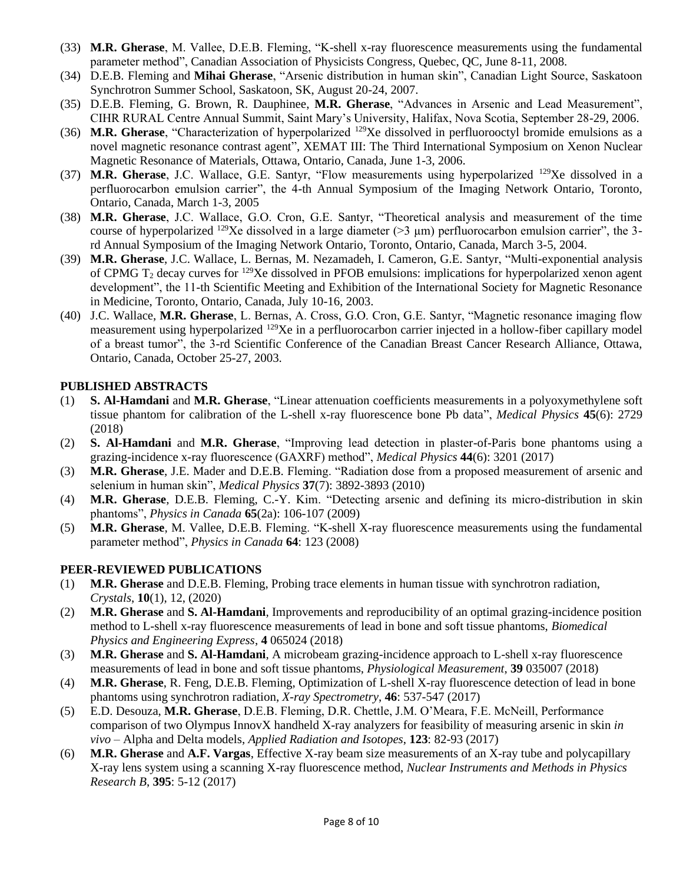(33) **M.R. Gherase**, M. Vallee, D.E.B. Fleming, "K-shell x-ray fluorescence measurements using the fundamental parameter method", Canadian Association of Physicists Congress, Quebec, QC, June 8-11, 2008.

(34) D.E.B. Fleming and **Mihai Gherase**, "Arsenic distribution in human skin", Canadian Light Source, Saskatoon Synchrotron Summer School, Saskatoon, SK, August 20-24, 2007.

(35) D.E.B. Fleming, G. Brown, R. Dauphinee, **M.R. Gherase**, "Advances in Arsenic and Lead Measurement", CIHR RURAL Centre Annual Summit, Saint Mary's University, Halifax, Nova Scotia, September 28-29, 2006.

(36) **M.R. Gherase**, "Characterization of hyperpolarized $^{129}$Xe dissolved in perfluorooctyl bromide emulsions as a novel magnetic resonance contrast agent", XEMAT III: The Third International Symposium on Xenon Nuclear Magnetic Resonance of Materials, Ottawa, Ontario, Canada, June 1-3, 2006.

(37) **M.R. Gherase**, J.C. Wallace, G.E. Santyr, "Flow measurements using hyperpolarized $^{129}$Xe dissolved in a perfluorocarbon emulsion carrier", the 4-th Annual Symposium of the Imaging Network Ontario, Toronto, Ontario, Canada, March 1-3, 2005

(38) **M.R. Gherase**, J.C. Wallace, G.O. Cron, G.E. Santyr, "Theoretical analysis and measurement of the time course of hyperpolarized $^{129}$Xe dissolved in a large diameter (>3 μm) perfluorocarbon emulsion carrier", the 3-rd Annual Symposium of the Imaging Network Ontario, Toronto, Ontario, Canada, March 3-5, 2004.

(39) **M.R. Gherase**, J.C. Wallace, L. Bernas, M. Nezamadeh, I. Cameron, G.E. Santyr, "Multi-exponential analysis of CPMG $T_2$ decay curves for $^{129}$Xe dissolved in PFOB emulsions: implications for hyperpolarized xenon agent development", the 11-th Scientific Meeting and Exhibition of the International Society for Magnetic Resonance in Medicine, Toronto, Ontario, Canada, July 10-16, 2003.

(40) J.C. Wallace, **M.R. Gherase**, L. Bernas, A. Cross, G.O. Cron, G.E. Santyr, "Magnetic resonance imaging flow measurement using hyperpolarized $^{129}$Xe in a perfluorocarbon carrier injected in a hollow-fiber capillary model of a breast tumor", the 3-rd Scientific Conference of the Canadian Breast Cancer Research Alliance, Ottawa, Ontario, Canada, October 25-27, 2003.

## PUBLISHED ABSTRACTS

(1) **S. Al-Hamdani** and **M.R. Gherase**, "Linear attenuation coefficients measurements in a polyoxymethylene soft tissue phantom for calibration of the L-shell x-ray fluorescence bone Pb data", *Medical Physics* **45**(6): 2729 (2018)

(2) **S. Al-Hamdani** and **M.R. Gherase**, "Improving lead detection in plaster-of-Paris bone phantoms using a grazing-incidence x-ray fluorescence (GAXRF) method", *Medical Physics* **44**(6): 3201 (2017)

(3) **M.R. Gherase**, J.E. Mader and D.E.B. Fleming. "Radiation dose from a proposed measurement of arsenic and selenium in human skin", *Medical Physics* **37**(7): 3892-3893 (2010)

(4) **M.R. Gherase**, D.E.B. Fleming, C.-Y. Kim. "Detecting arsenic and defining its micro-distribution in skin phantoms", *Physics in Canada* **65**(2a): 106-107 (2009)

(5) **M.R. Gherase**, M. Vallee, D.E.B. Fleming. "K-shell X-ray fluorescence measurements using the fundamental parameter method", *Physics in Canada* **64**: 123 (2008)

## PEER-REVIEWED PUBLICATIONS

(1) **M.R. Gherase** and D.E.B. Fleming, Probing trace elements in human tissue with synchrotron radiation, *Crystals*, **10**(1), 12, (2020)

(2) **M.R. Gherase** and **S. Al-Hamdani**, Improvements and reproducibility of an optimal grazing-incidence position method to L-shell x-ray fluorescence measurements of lead in bone and soft tissue phantoms, *Biomedical Physics and Engineering Express*, **4** 065024 (2018)

(3) **M.R. Gherase** and **S. Al-Hamdani**, A microbeam grazing-incidence approach to L-shell x-ray fluorescence measurements of lead in bone and soft tissue phantoms, *Physiological Measurement*, **39** 035007 (2018)

(4) **M.R. Gherase**, R. Feng, D.E.B. Fleming, Optimization of L-shell X-ray fluorescence detection of lead in bone phantoms using synchrotron radiation, *X-ray Spectrometry*, **46**: 537-547 (2017)

(5) E.D. Desouza, **M.R. Gherase**, D.E.B. Fleming, D.R. Chettle, J.M. O'Meara, F.E. McNeill, Performance comparison of two Olympus InnovX handheld X-ray analyzers for feasibility of measuring arsenic in skin *in vivo* – Alpha and Delta models, *Applied Radiation and Isotopes*, **123**: 82-93 (2017)

(6) **M.R. Gherase** and **A.F. Vargas**, Effective X-ray beam size measurements of an X-ray tube and polycapillary X-ray lens system using a scanning X-ray fluorescence method, *Nuclear Instruments and Methods in Physics Research B*, **395**: 5-12 (2017)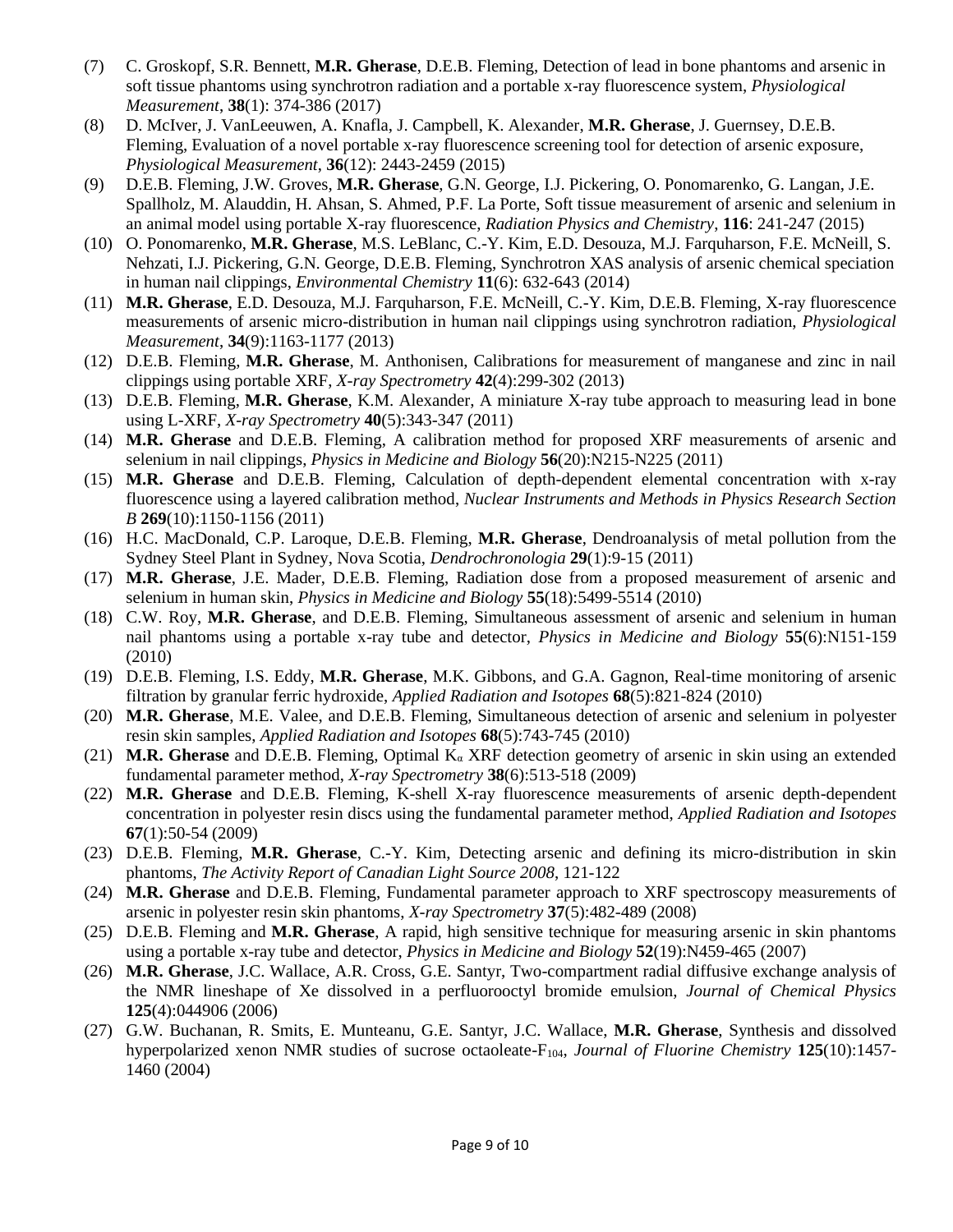(7) C. Groskopf, S.R. Bennett, **M.R. Gherase**, D.E.B. Fleming, Detection of lead in bone phantoms and arsenic in soft tissue phantoms using synchrotron radiation and a portable x-ray fluorescence system, *Physiological Measurement*, **38**(1): 374-386 (2017)

(8) D. McIver, J. VanLeeuwen, A. Knafla, J. Campbell, K. Alexander, **M.R. Gherase**, J. Guernsey, D.E.B. Fleming, Evaluation of a novel portable x-ray fluorescence screening tool for detection of arsenic exposure, *Physiological Measurement*, **36**(12): 2443-2459 (2015)

(9) D.E.B. Fleming, J.W. Groves, **M.R. Gherase**, G.N. George, I.J. Pickering, O. Ponomarenko, G. Langan, J.E. Spallholz, M. Alauddin, H. Ahsan, S. Ahmed, P.F. La Porte, Soft tissue measurement of arsenic and selenium in an animal model using portable X-ray fluorescence, *Radiation Physics and Chemistry*, **116**: 241-247 (2015)

(10) O. Ponomarenko, **M.R. Gherase**, M.S. LeBlanc, C.-Y. Kim, E.D. Desouza, M.J. Farquharson, F.E. McNeill, S. Nehzati, I.J. Pickering, G.N. George, D.E.B. Fleming, Synchrotron XAS analysis of arsenic chemical speciation in human nail clippings, *Environmental Chemistry* **11**(6): 632-643 (2014)

(11) **M.R. Gherase**, E.D. Desouza, M.J. Farquharson, F.E. McNeill, C.-Y. Kim, D.E.B. Fleming, X-ray fluorescence measurements of arsenic micro-distribution in human nail clippings using synchrotron radiation, *Physiological Measurement*, **34**(9):1163-1177 (2013)

(12) D.E.B. Fleming, **M.R. Gherase**, M. Anthonisen, Calibrations for measurement of manganese and zinc in nail clippings using portable XRF, *X-ray Spectrometry* **42**(4):299-302 (2013)

(13) D.E.B. Fleming, **M.R. Gherase**, K.M. Alexander, A miniature X-ray tube approach to measuring lead in bone using L-XRF, *X-ray Spectrometry* **40**(5):343-347 (2011)

(14) **M.R. Gherase** and D.E.B. Fleming, A calibration method for proposed XRF measurements of arsenic and selenium in nail clippings, *Physics in Medicine and Biology* **56**(20):N215-N225 (2011)

(15) **M.R. Gherase** and D.E.B. Fleming, Calculation of depth-dependent elemental concentration with x-ray fluorescence using a layered calibration method, *Nuclear Instruments and Methods in Physics Research Section B* **269**(10):1150-1156 (2011)

(16) H.C. MacDonald, C.P. Laroque, D.E.B. Fleming, **M.R. Gherase**, Dendroanalysis of metal pollution from the Sydney Steel Plant in Sydney, Nova Scotia, *Dendrochronologia* **29**(1):9-15 (2011)

(17) **M.R. Gherase**, J.E. Mader, D.E.B. Fleming, Radiation dose from a proposed measurement of arsenic and selenium in human skin, *Physics in Medicine and Biology* **55**(18):5499-5514 (2010)

(18) C.W. Roy, **M.R. Gherase**, and D.E.B. Fleming, Simultaneous assessment of arsenic and selenium in human nail phantoms using a portable x-ray tube and detector, *Physics in Medicine and Biology* **55**(6):N151-159 (2010)

(19) D.E.B. Fleming, I.S. Eddy, **M.R. Gherase**, M.K. Gibbons, and G.A. Gagnon, Real-time monitoring of arsenic filtration by granular ferric hydroxide, *Applied Radiation and Isotopes* **68**(5):821-824 (2010)

(20) **M.R. Gherase**, M.E. Valee, and D.E.B. Fleming, Simultaneous detection of arsenic and selenium in polyester resin skin samples, *Applied Radiation and Isotopes* **68**(5):743-745 (2010)

(21) **M.R. Gherase** and D.E.B. Fleming, Optimal $K_{\alpha}$ XRF detection geometry of arsenic in skin using an extended fundamental parameter method, *X-ray Spectrometry* **38**(6):513-518 (2009)

(22) **M.R. Gherase** and D.E.B. Fleming, K-shell X-ray fluorescence measurements of arsenic depth-dependent concentration in polyester resin discs using the fundamental parameter method, *Applied Radiation and Isotopes* **67**(1):50-54 (2009)

(23) D.E.B. Fleming, **M.R. Gherase**, C.-Y. Kim, Detecting arsenic and defining its micro-distribution in skin phantoms, *The Activity Report of Canadian Light Source 2008*, 121-122

(24) **M.R. Gherase** and D.E.B. Fleming, Fundamental parameter approach to XRF spectroscopy measurements of arsenic in polyester resin skin phantoms, *X-ray Spectrometry* **37**(5):482-489 (2008)

(25) D.E.B. Fleming and **M.R. Gherase**, A rapid, high sensitive technique for measuring arsenic in skin phantoms using a portable x-ray tube and detector, *Physics in Medicine and Biology* **52**(19):N459-465 (2007)

(26) **M.R. Gherase**, J.C. Wallace, A.R. Cross, G.E. Santyr, Two-compartment radial diffusive exchange analysis of the NMR lineshape of Xe dissolved in a perfluorooctyl bromide emulsion, *Journal of Chemical Physics* **125**(4):044906 (2006)

(27) G.W. Buchanan, R. Smits, E. Munteanu, G.E. Santyr, J.C. Wallace, **M.R. Gherase**, Synthesis and dissolved hyperpolarized xenon NMR studies of sucrose octaoleate-$F_{104}$, *Journal of Fluorine Chemistry* **125**(10):1457-1460 (2004)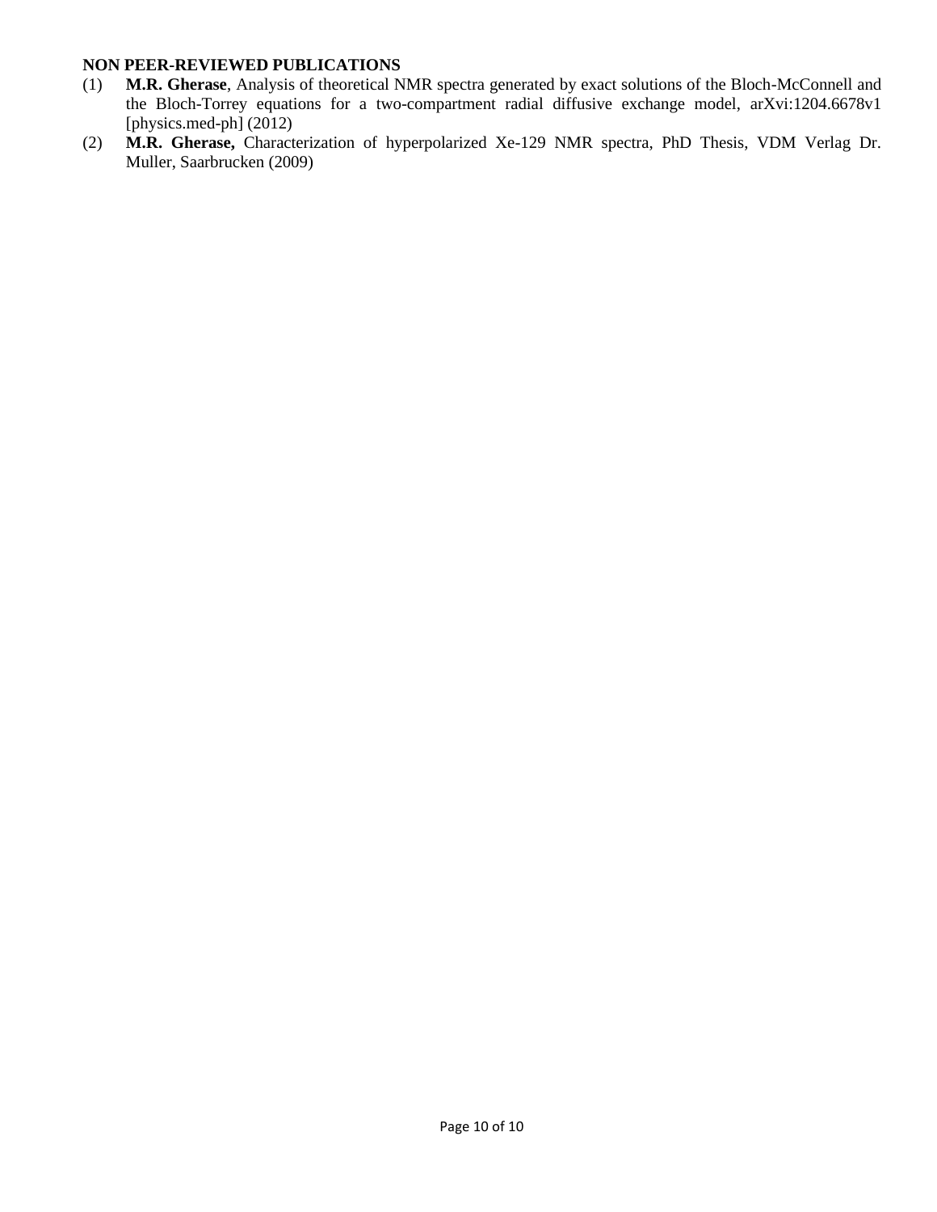**NON PEER-REVIEWED PUBLICATIONS**

(1) **M.R. Gherase**, Analysis of theoretical NMR spectra generated by exact solutions of the Bloch-McConnell and the Bloch-Torrey equations for a two-compartment radial diffusive exchange model, arXvi:1204.6678v1 [physics.med-ph] (2012)

(2) **M.R. Gherase,** Characterization of hyperpolarized Xe-129 NMR spectra, PhD Thesis, VDM Verlag Dr. Muller, Saarbrucken (2009)